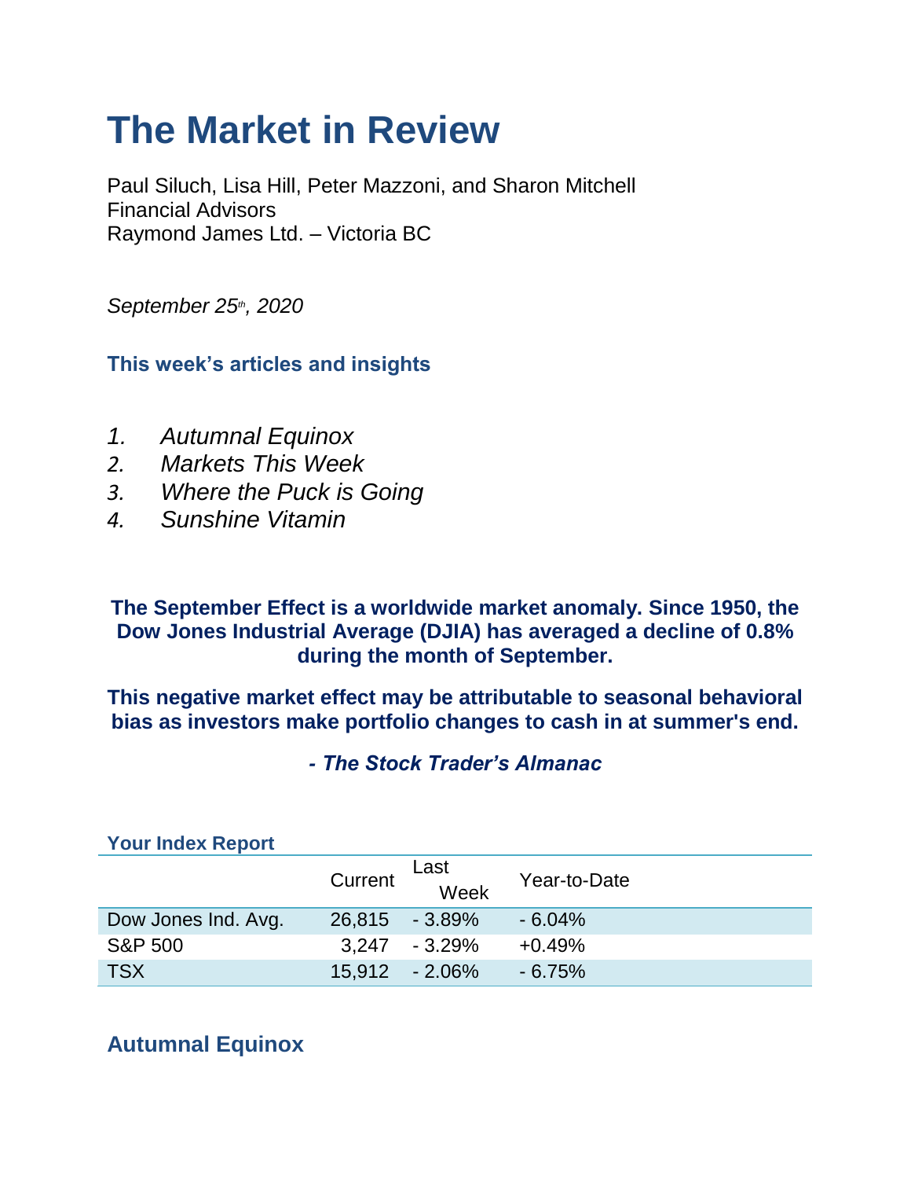# The Market in Review

Paul Siluch, Lisa Hill, Peter Mazzoni, and Sharon Mitchell
Financial Advisors
Raymond James Ltd. – Victoria BC

*September 25th, 2020*

### This week's articles and insights

1. *Autumnal Equinox*
2. *Markets This Week*
3. *Where the Puck is Going*
4. *Sunshine Vitamin*

**The September Effect is a worldwide market anomaly. Since 1950, the Dow Jones Industrial Average (DJIA) has averaged a decline of 0.8% during the month of September.**

**This negative market effect may be attributable to seasonal behavioral bias as investors make portfolio changes to cash in at summer's end.**

***- The Stock Trader's Almanac***

### Your Index Report

| | Current | Last Week | Year-to-Date |
|---|---|---|---|
| Dow Jones Ind. Avg. | 26,815 | - 3.89% | - 6.04% |
| S&P 500 | 3,247 | - 3.29% | +0.49% |
| TSX | 15,912 | - 2.06% | - 6.75% |

## Autumnal Equinox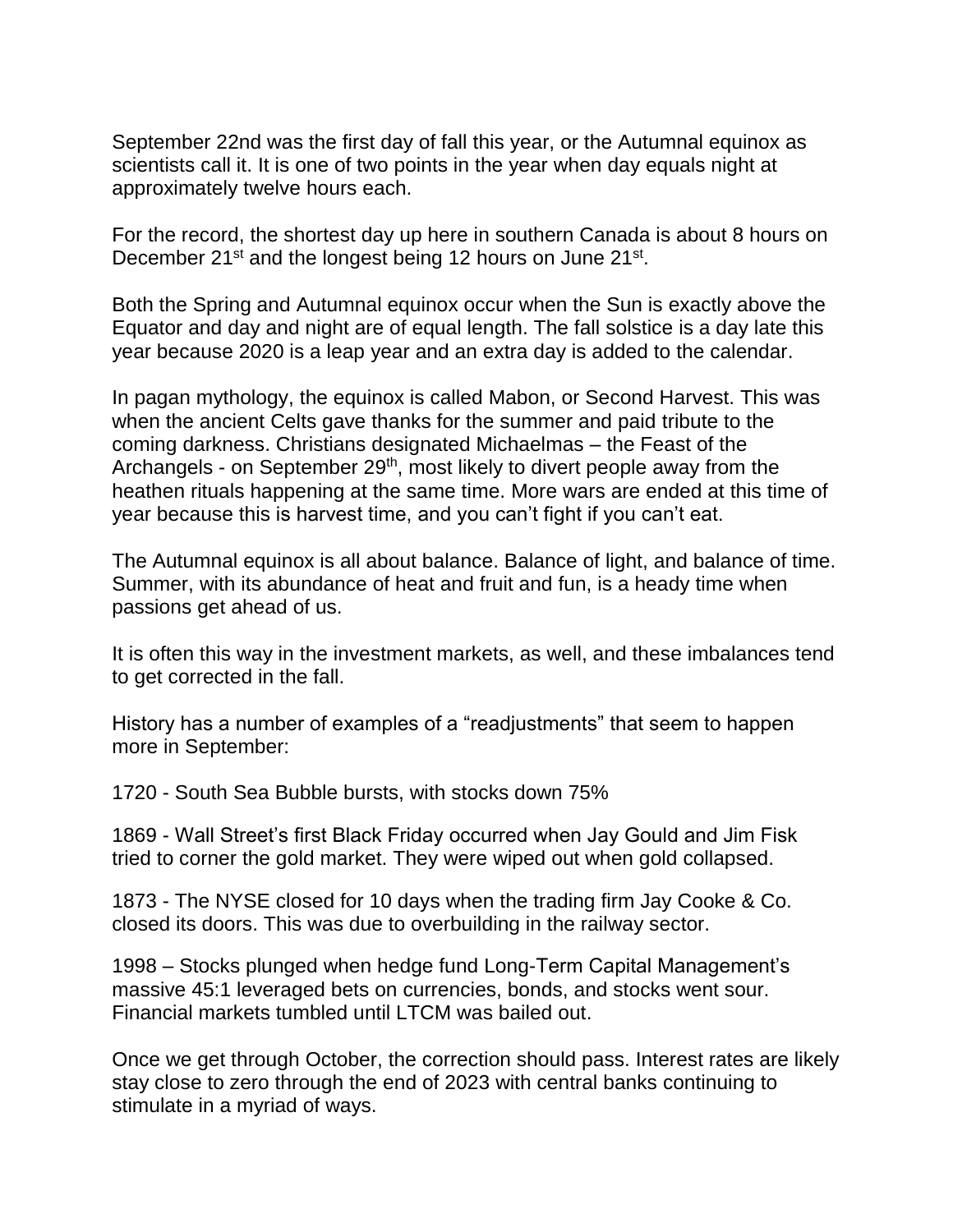September 22nd was the first day of fall this year, or the Autumnal equinox as scientists call it. It is one of two points in the year when day equals night at approximately twelve hours each.

For the record, the shortest day up here in southern Canada is about 8 hours on December 21st and the longest being 12 hours on June 21st.

Both the Spring and Autumnal equinox occur when the Sun is exactly above the Equator and day and night are of equal length. The fall solstice is a day late this year because 2020 is a leap year and an extra day is added to the calendar.

In pagan mythology, the equinox is called Mabon, or Second Harvest. This was when the ancient Celts gave thanks for the summer and paid tribute to the coming darkness. Christians designated Michaelmas – the Feast of the Archangels - on September 29th, most likely to divert people away from the heathen rituals happening at the same time. More wars are ended at this time of year because this is harvest time, and you can't fight if you can't eat.

The Autumnal equinox is all about balance. Balance of light, and balance of time. Summer, with its abundance of heat and fruit and fun, is a heady time when passions get ahead of us.

It is often this way in the investment markets, as well, and these imbalances tend to get corrected in the fall.

History has a number of examples of a "readjustments" that seem to happen more in September:

1720 - South Sea Bubble bursts, with stocks down 75%

1869 - Wall Street's first Black Friday occurred when Jay Gould and Jim Fisk tried to corner the gold market. They were wiped out when gold collapsed.

1873 - The NYSE closed for 10 days when the trading firm Jay Cooke & Co. closed its doors. This was due to overbuilding in the railway sector.

1998 – Stocks plunged when hedge fund Long-Term Capital Management's massive 45:1 leveraged bets on currencies, bonds, and stocks went sour. Financial markets tumbled until LTCM was bailed out.

Once we get through October, the correction should pass. Interest rates are likely stay close to zero through the end of 2023 with central banks continuing to stimulate in a myriad of ways.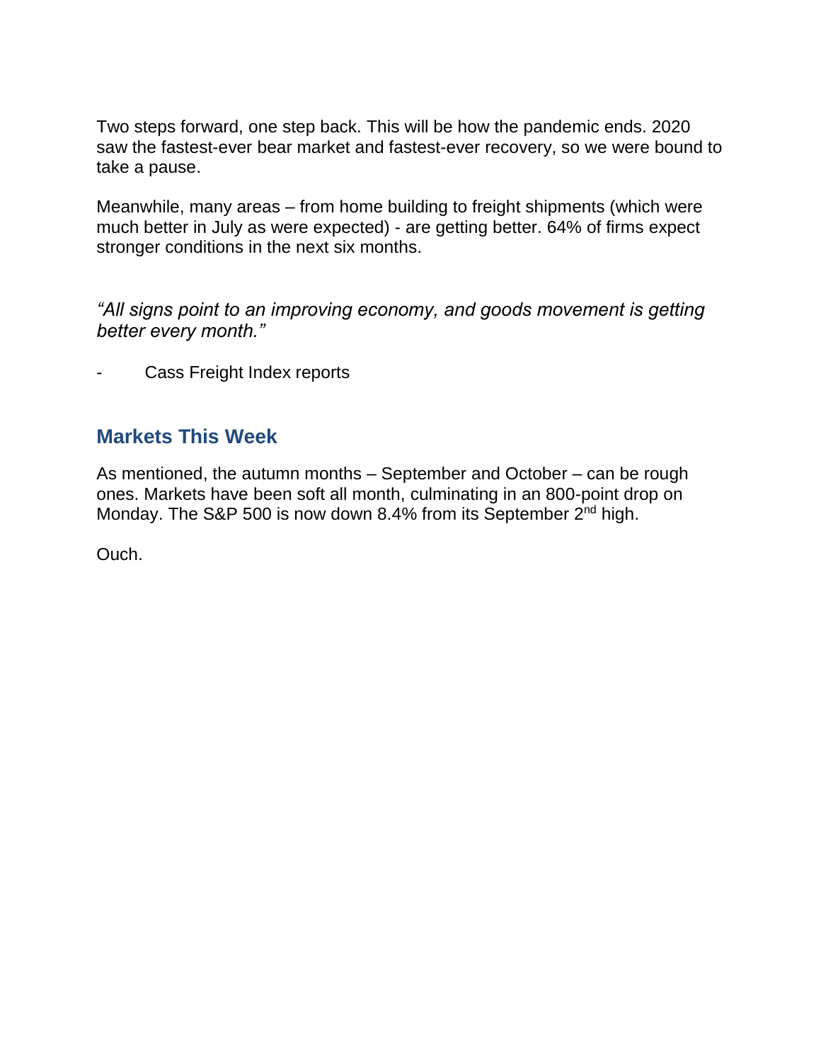Two steps forward, one step back. This will be how the pandemic ends. 2020 saw the fastest-ever bear market and fastest-ever recovery, so we were bound to take a pause.

Meanwhile, many areas – from home building to freight shipments (which were much better in July as were expected) - are getting better. 64% of firms expect stronger conditions in the next six months.

*"All signs point to an improving economy, and goods movement is getting better every month."*

- Cass Freight Index reports

## Markets This Week

As mentioned, the autumn months – September and October – can be rough ones. Markets have been soft all month, culminating in an 800-point drop on Monday. The S&P 500 is now down 8.4% from its September 2nd high.

Ouch.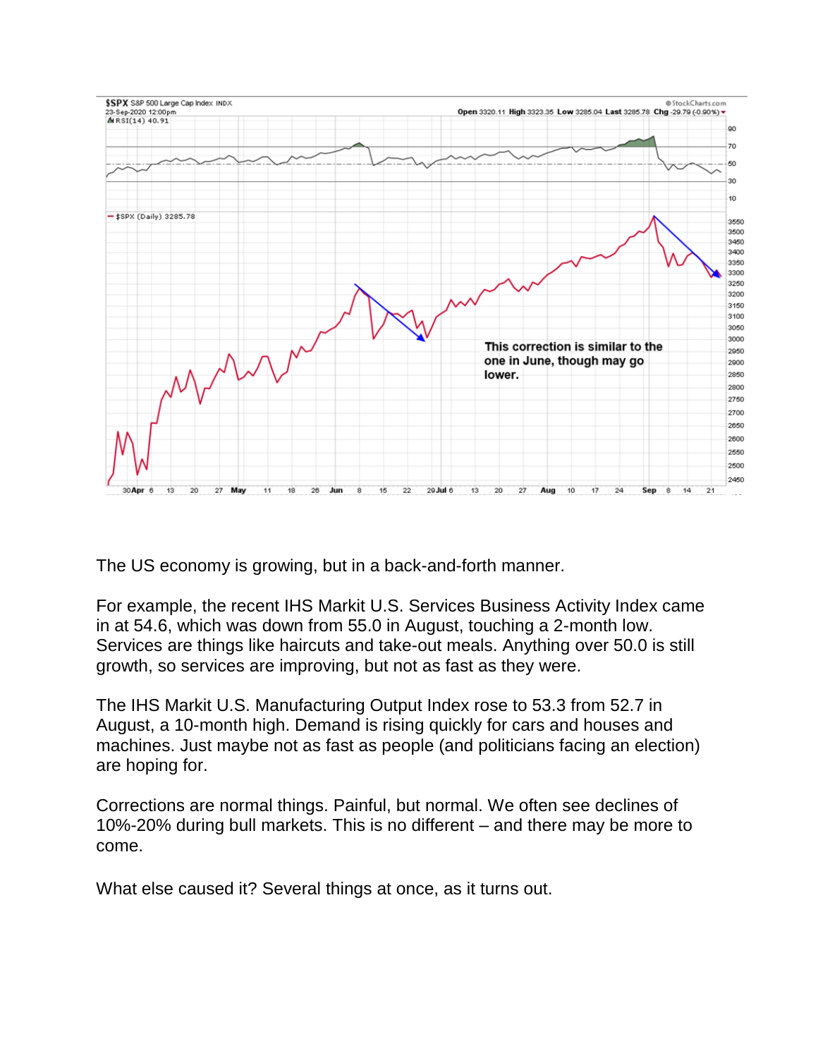The US economy is growing, but in a back-and-forth manner.

For example, the recent IHS Markit U.S. Services Business Activity Index came in at 54.6, which was down from 55.0 in August, touching a 2-month low. Services are things like haircuts and take-out meals. Anything over 50.0 is still growth, so services are improving, but not as fast as they were.

The IHS Markit U.S. Manufacturing Output Index rose to 53.3 from 52.7 in August, a 10-month high. Demand is rising quickly for cars and houses and machines. Just maybe not as fast as people (and politicians facing an election) are hoping for.

Corrections are normal things. Painful, but normal. We often see declines of 10%-20% during bull markets. This is no different – and there may be more to come.

What else caused it? Several things at once, as it turns out.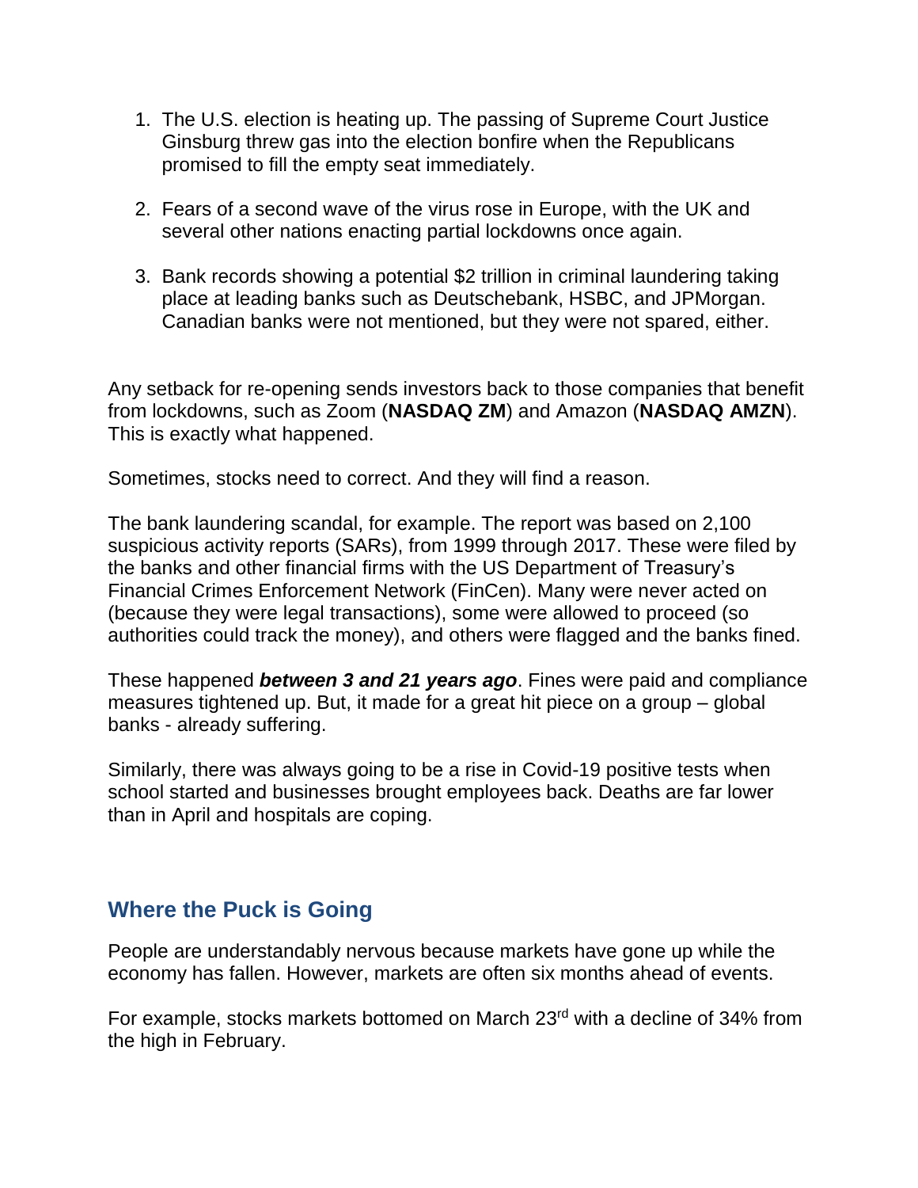1. The U.S. election is heating up. The passing of Supreme Court Justice Ginsburg threw gas into the election bonfire when the Republicans promised to fill the empty seat immediately.

2. Fears of a second wave of the virus rose in Europe, with the UK and several other nations enacting partial lockdowns once again.

3. Bank records showing a potential $2 trillion in criminal laundering taking place at leading banks such as Deutschebank, HSBC, and JPMorgan. Canadian banks were not mentioned, but they were not spared, either.

Any setback for re-opening sends investors back to those companies that benefit from lockdowns, such as Zoom (**NASDAQ ZM**) and Amazon (**NASDAQ AMZN**). This is exactly what happened.

Sometimes, stocks need to correct. And they will find a reason.

The bank laundering scandal, for example. The report was based on 2,100 suspicious activity reports (SARs), from 1999 through 2017. These were filed by the banks and other financial firms with the US Department of Treasury's Financial Crimes Enforcement Network (FinCen). Many were never acted on (because they were legal transactions), some were allowed to proceed (so authorities could track the money), and others were flagged and the banks fined.

These happened ***between 3 and 21 years ago***. Fines were paid and compliance measures tightened up. But, it made for a great hit piece on a group – global banks - already suffering.

Similarly, there was always going to be a rise in Covid-19 positive tests when school started and businesses brought employees back. Deaths are far lower than in April and hospitals are coping.

## Where the Puck is Going

People are understandably nervous because markets have gone up while the economy has fallen. However, markets are often six months ahead of events.

For example, stocks markets bottomed on March 23rd with a decline of 34% from the high in February.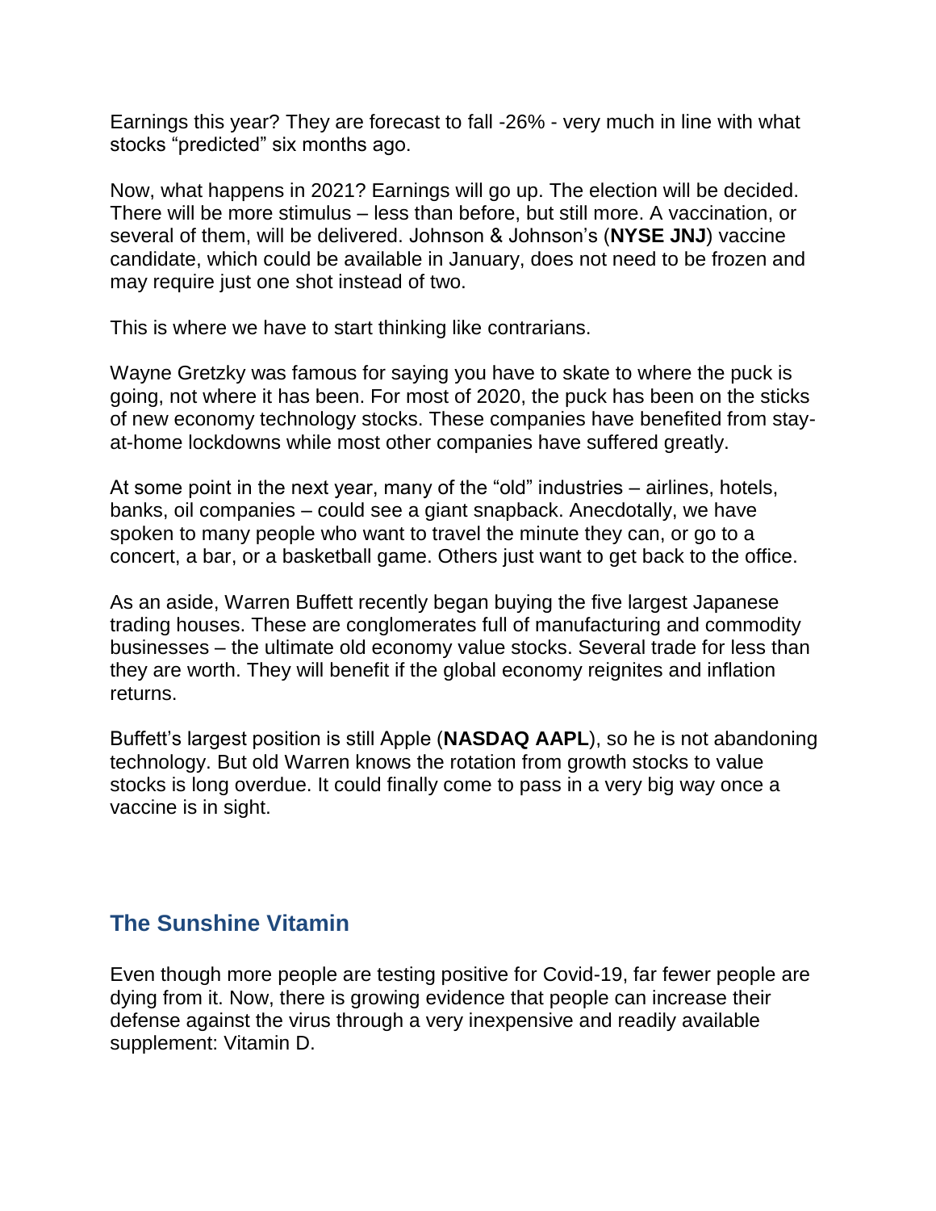Earnings this year? They are forecast to fall -26% - very much in line with what stocks “predicted” six months ago.

Now, what happens in 2021? Earnings will go up. The election will be decided. There will be more stimulus – less than before, but still more. A vaccination, or several of them, will be delivered. Johnson & Johnson’s (**NYSE JNJ**) vaccine candidate, which could be available in January, does not need to be frozen and may require just one shot instead of two.

This is where we have to start thinking like contrarians.

Wayne Gretzky was famous for saying you have to skate to where the puck is going, not where it has been. For most of 2020, the puck has been on the sticks of new economy technology stocks. These companies have benefited from stay-at-home lockdowns while most other companies have suffered greatly.

At some point in the next year, many of the “old” industries – airlines, hotels, banks, oil companies – could see a giant snapback. Anecdotally, we have spoken to many people who want to travel the minute they can, or go to a concert, a bar, or a basketball game. Others just want to get back to the office.

As an aside, Warren Buffett recently began buying the five largest Japanese trading houses. These are conglomerates full of manufacturing and commodity businesses – the ultimate old economy value stocks. Several trade for less than they are worth. They will benefit if the global economy reignites and inflation returns.

Buffett’s largest position is still Apple (**NASDAQ AAPL**), so he is not abandoning technology. But old Warren knows the rotation from growth stocks to value stocks is long overdue. It could finally come to pass in a very big way once a vaccine is in sight.

## The Sunshine Vitamin

Even though more people are testing positive for Covid-19, far fewer people are dying from it. Now, there is growing evidence that people can increase their defense against the virus through a very inexpensive and readily available supplement: Vitamin D.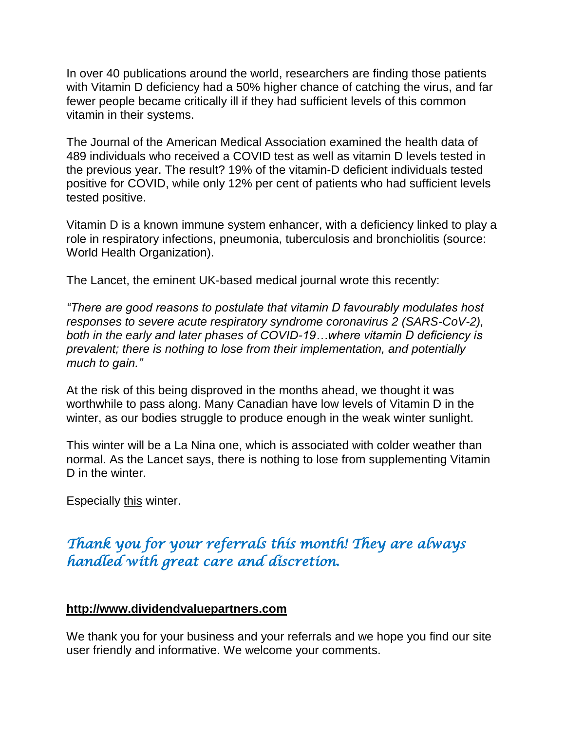In over 40 publications around the world, researchers are finding those patients with Vitamin D deficiency had a 50% higher chance of catching the virus, and far fewer people became critically ill if they had sufficient levels of this common vitamin in their systems.

The Journal of the American Medical Association examined the health data of 489 individuals who received a COVID test as well as vitamin D levels tested in the previous year. The result? 19% of the vitamin-D deficient individuals tested positive for COVID, while only 12% per cent of patients who had sufficient levels tested positive.

Vitamin D is a known immune system enhancer, with a deficiency linked to play a role in respiratory infections, pneumonia, tuberculosis and bronchiolitis (source: World Health Organization).

The Lancet, the eminent UK-based medical journal wrote this recently:

*“There are good reasons to postulate that vitamin D favourably modulates host responses to severe acute respiratory syndrome coronavirus 2 (SARS-CoV-2), both in the early and later phases of COVID-19…where vitamin D deficiency is prevalent; there is nothing to lose from their implementation, and potentially much to gain.”*

At the risk of this being disproved in the months ahead, we thought it was worthwhile to pass along. Many Canadian have low levels of Vitamin D in the winter, as our bodies struggle to produce enough in the weak winter sunlight.

This winter will be a La Nina one, which is associated with colder weather than normal. As the Lancet says, there is nothing to lose from supplementing Vitamin D in the winter.

Especially <u>this</u> winter.

*Thank you for your referrals this month! They are always handled with great care and discretion.*

**http://www.dividendvaluepartners.com**

We thank you for your business and your referrals and we hope you find our site user friendly and informative. We welcome your comments.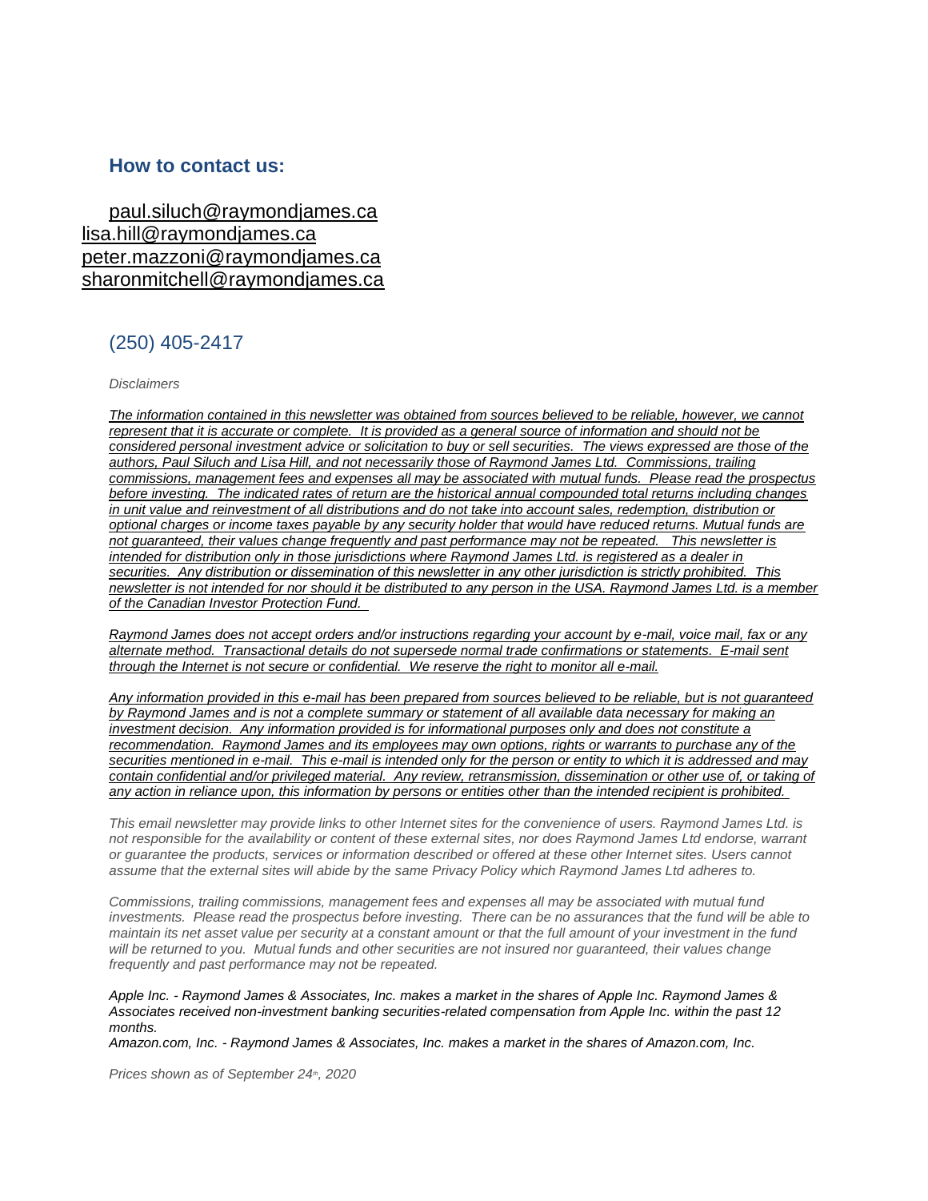## How to contact us:

paul.siluch@raymondjames.ca
lisa.hill@raymondjames.ca
peter.mazzoni@raymondjames.ca
sharonmitchell@raymondjames.ca

(250) 405-2417

*Disclaimers*

*The information contained in this newsletter was obtained from sources believed to be reliable, however, we cannot represent that it is accurate or complete. It is provided as a general source of information and should not be considered personal investment advice or solicitation to buy or sell securities. The views expressed are those of the authors, Paul Siluch and Lisa Hill, and not necessarily those of Raymond James Ltd. Commissions, trailing commissions, management fees and expenses all may be associated with mutual funds. Please read the prospectus before investing. The indicated rates of return are the historical annual compounded total returns including changes in unit value and reinvestment of all distributions and do not take into account sales, redemption, distribution or optional charges or income taxes payable by any security holder that would have reduced returns. Mutual funds are not guaranteed, their values change frequently and past performance may not be repeated. This newsletter is intended for distribution only in those jurisdictions where Raymond James Ltd. is registered as a dealer in securities. Any distribution or dissemination of this newsletter in any other jurisdiction is strictly prohibited. This newsletter is not intended for nor should it be distributed to any person in the USA. Raymond James Ltd. is a member of the Canadian Investor Protection Fund.*

*Raymond James does not accept orders and/or instructions regarding your account by e-mail, voice mail, fax or any alternate method. Transactional details do not supersede normal trade confirmations or statements. E-mail sent through the Internet is not secure or confidential. We reserve the right to monitor all e-mail.*

*Any information provided in this e-mail has been prepared from sources believed to be reliable, but is not guaranteed by Raymond James and is not a complete summary or statement of all available data necessary for making an investment decision. Any information provided is for informational purposes only and does not constitute a recommendation. Raymond James and its employees may own options, rights or warrants to purchase any of the securities mentioned in e-mail. This e-mail is intended only for the person or entity to which it is addressed and may contain confidential and/or privileged material. Any review, retransmission, dissemination or other use of, or taking of any action in reliance upon, this information by persons or entities other than the intended recipient is prohibited.*

*This email newsletter may provide links to other Internet sites for the convenience of users. Raymond James Ltd. is not responsible for the availability or content of these external sites, nor does Raymond James Ltd endorse, warrant or guarantee the products, services or information described or offered at these other Internet sites. Users cannot assume that the external sites will abide by the same Privacy Policy which Raymond James Ltd adheres to.*

*Commissions, trailing commissions, management fees and expenses all may be associated with mutual fund investments. Please read the prospectus before investing. There can be no assurances that the fund will be able to maintain its net asset value per security at a constant amount or that the full amount of your investment in the fund will be returned to you. Mutual funds and other securities are not insured nor guaranteed, their values change frequently and past performance may not be repeated.*

*Apple Inc. - Raymond James & Associates, Inc. makes a market in the shares of Apple Inc. Raymond James & Associates received non-investment banking securities-related compensation from Apple Inc. within the past 12 months.*
*Amazon.com, Inc. - Raymond James & Associates, Inc. makes a market in the shares of Amazon.com, Inc.*

*Prices shown as of September 24th, 2020*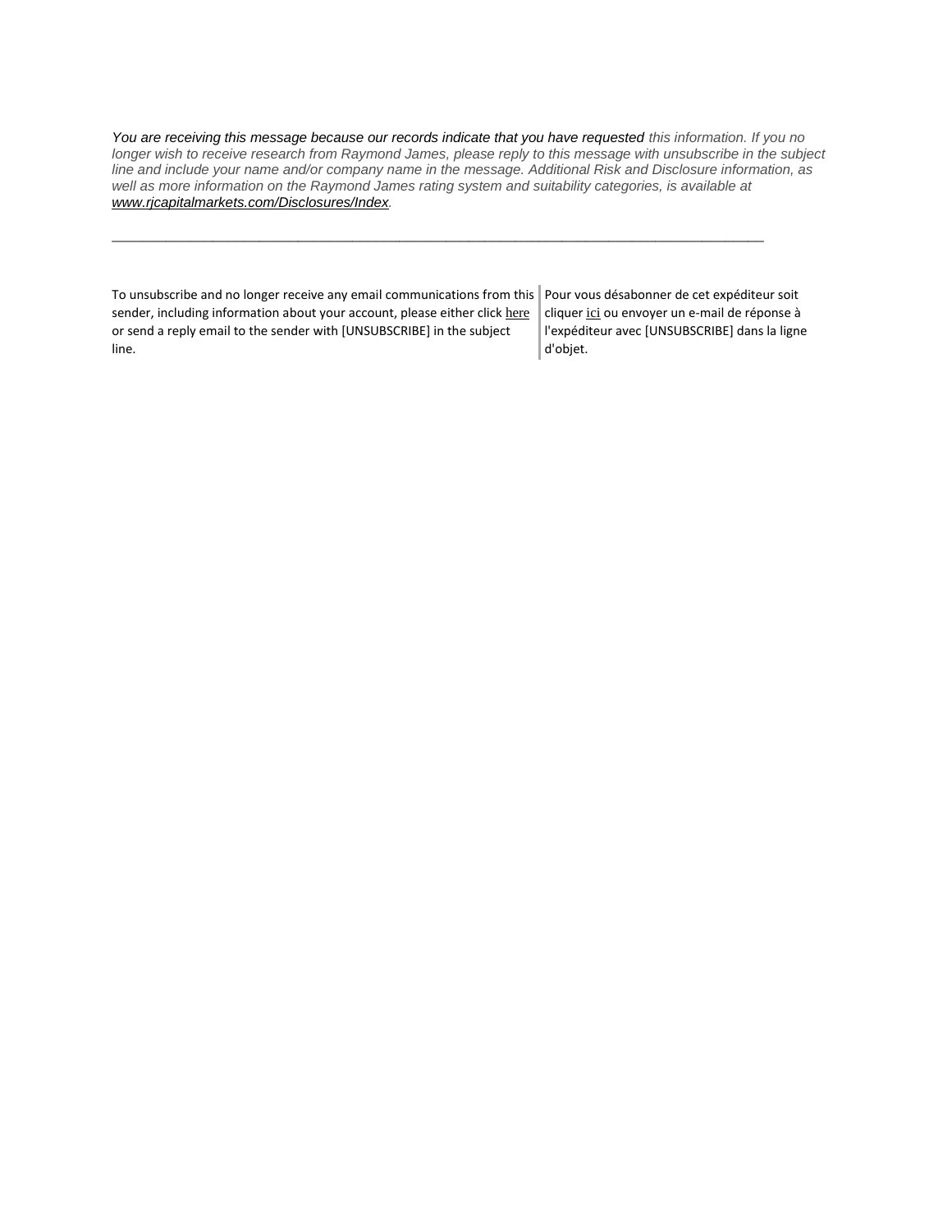*You are receiving this message because our records indicate that you have requested this information. If you no longer wish to receive research from Raymond James, please reply to this message with unsubscribe in the subject line and include your name and/or company name in the message. Additional Risk and Disclosure information, as well as more information on the Raymond James rating system and suitability categories, is available at [www.rjcapitalmarkets.com/Disclosures/Index](http://www.rjcapitalmarkets.com/Disclosures/Index).*

---

To unsubscribe and no longer receive any email communications from this sender, including information about your account, please either click here or send a reply email to the sender with [UNSUBSCRIBE] in the subject line.

Pour vous désabonner de cet expéditeur soit cliquer ici ou envoyer un e-mail de réponse à l'expéditeur avec [UNSUBSCRIBE] dans la ligne d'objet.